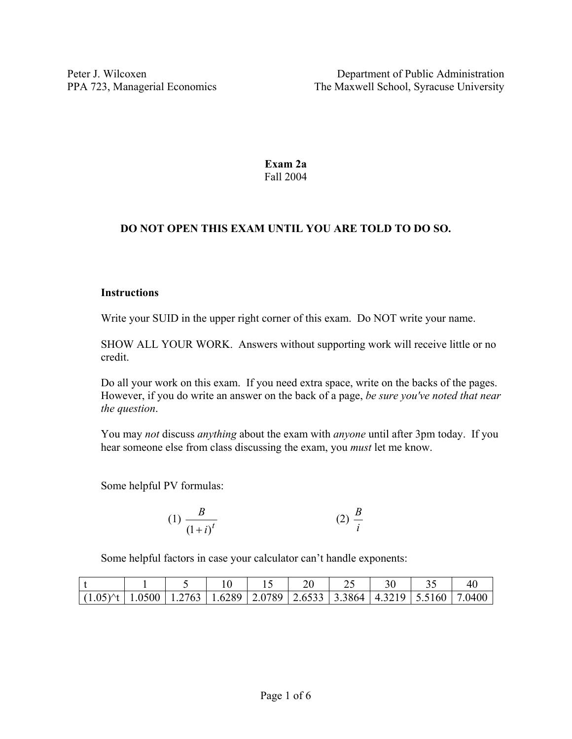Peter J. Wilcoxen
PPA 723, Managerial Economics

Department of Public Administration
The Maxwell School, Syracuse University

**Exam 2a**
Fall 2004

**DO NOT OPEN THIS EXAM UNTIL YOU ARE TOLD TO DO SO.**

**Instructions**

Write your SUID in the upper right corner of this exam. Do NOT write your name.

SHOW ALL YOUR WORK. Answers without supporting work will receive little or no credit.

Do all your work on this exam. If you need extra space, write on the backs of the pages. However, if you do write an answer on the back of a page, *be sure you've noted that near the question*.

You may *not* discuss *anything* about the exam with *anyone* until after 3pm today. If you hear someone else from class discussing the exam, you *must* let me know.

Some helpful PV formulas:

(1) $\frac{B}{(1+i)^t}$ (2) $\frac{B}{i}$

Some helpful factors in case your calculator can't handle exponents:

| t | 1 | 5 | 10 | 15 | 20 | 25 | 30 | 35 | 40 |
|---|---|---|---|---|---|---|---|---|---|
| (1.05)^t | 1.0500 | 1.2763 | 1.6289 | 2.0789 | 2.6533 | 3.3864 | 4.3219 | 5.5160 | 7.0400 |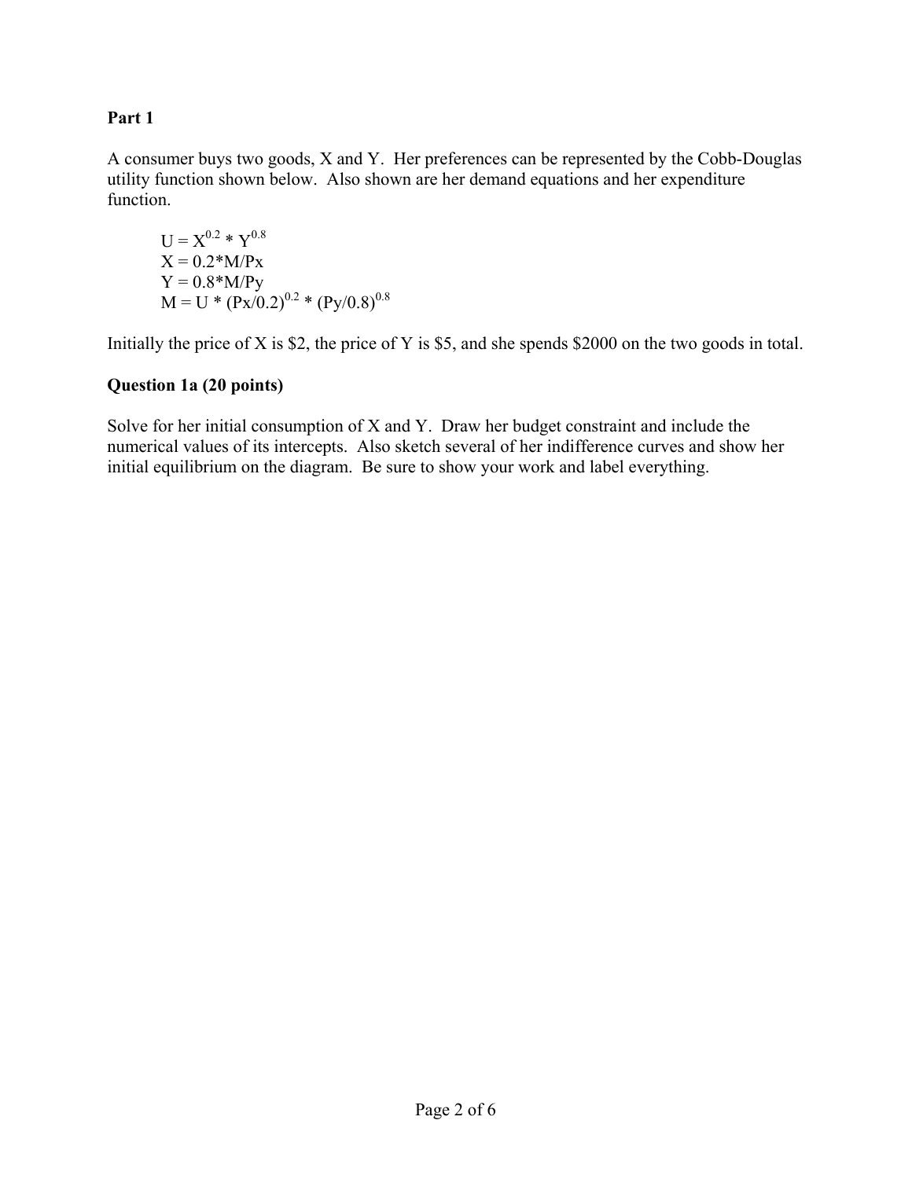## Part 1

A consumer buys two goods, X and Y. Her preferences can be represented by the Cobb-Douglas utility function shown below. Also shown are her demand equations and her expenditure function.

$$U = X^{0.2} * Y^{0.8}$$
$$X = 0.2*M/Px$$
$$Y = 0.8*M/Py$$
$$M = U * (Px/0.2)^{0.2} * (Py/0.8)^{0.8}$$

Initially the price of X is \$2, the price of Y is \$5, and she spends \$2000 on the two goods in total.

### Question 1a (20 points)

Solve for her initial consumption of X and Y. Draw her budget constraint and include the numerical values of its intercepts. Also sketch several of her indifference curves and show her initial equilibrium on the diagram. Be sure to show your work and label everything.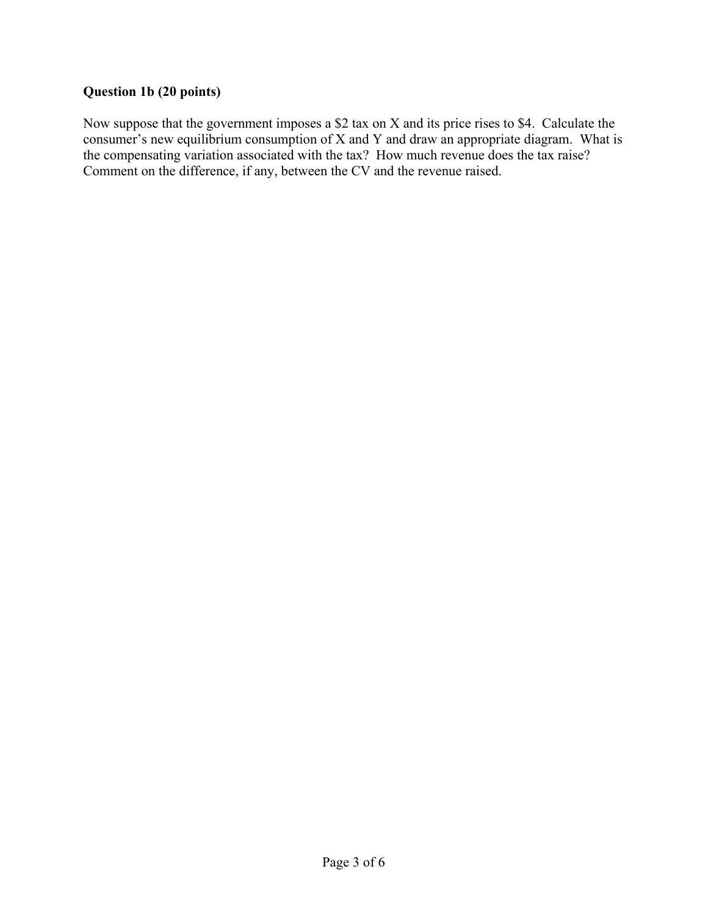### Question 1b (20 points)

Now suppose that the government imposes a \$2 tax on X and its price rises to \$4. Calculate the consumer's new equilibrium consumption of X and Y and draw an appropriate diagram. What is the compensating variation associated with the tax? How much revenue does the tax raise? Comment on the difference, if any, between the CV and the revenue raised.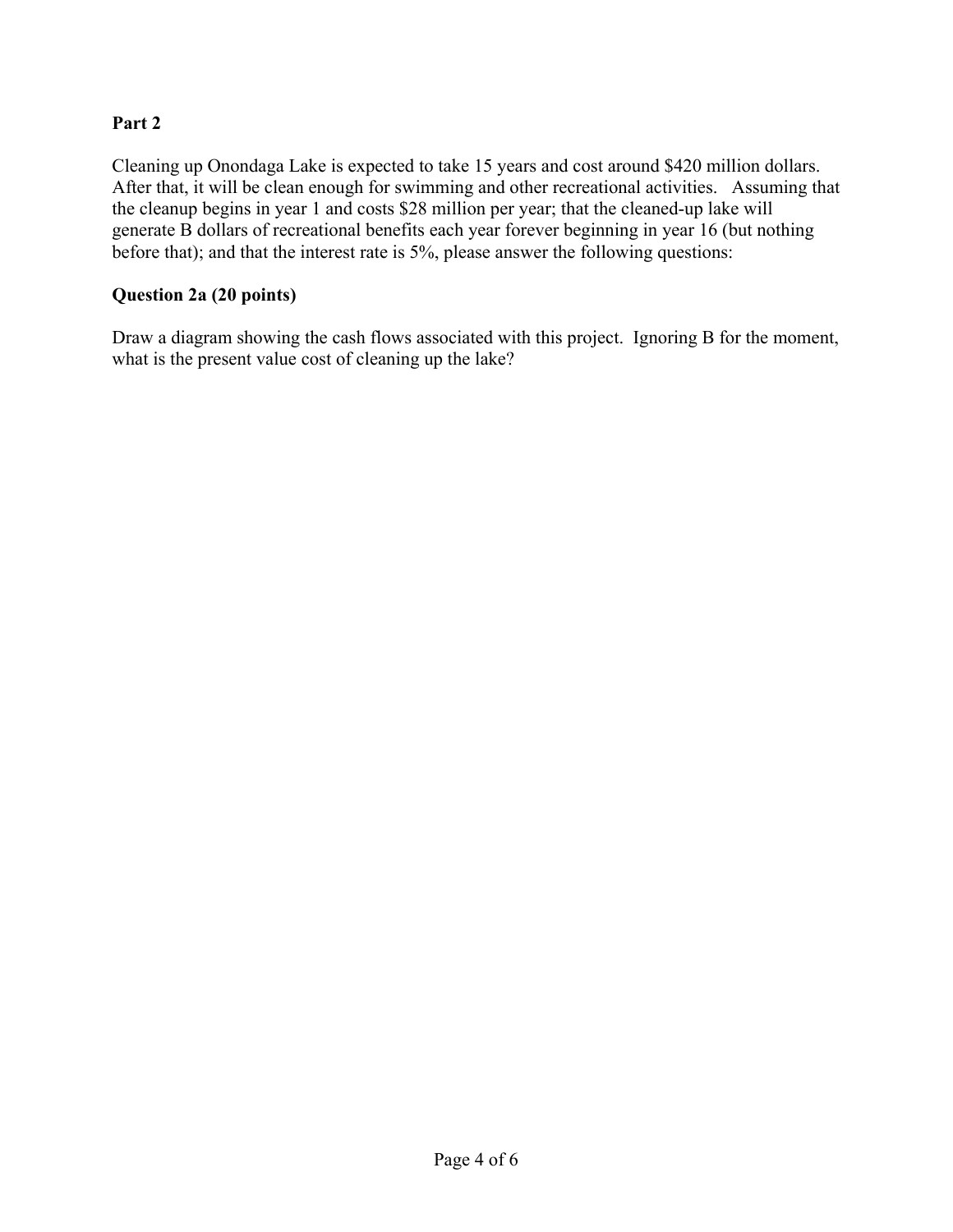## Part 2

Cleaning up Onondaga Lake is expected to take 15 years and cost around $420 million dollars. After that, it will be clean enough for swimming and other recreational activities. Assuming that the cleanup begins in year 1 and costs $28 million per year; that the cleaned-up lake will generate B dollars of recreational benefits each year forever beginning in year 16 (but nothing before that); and that the interest rate is 5%, please answer the following questions:

### Question 2a (20 points)

Draw a diagram showing the cash flows associated with this project. Ignoring B for the moment, what is the present value cost of cleaning up the lake?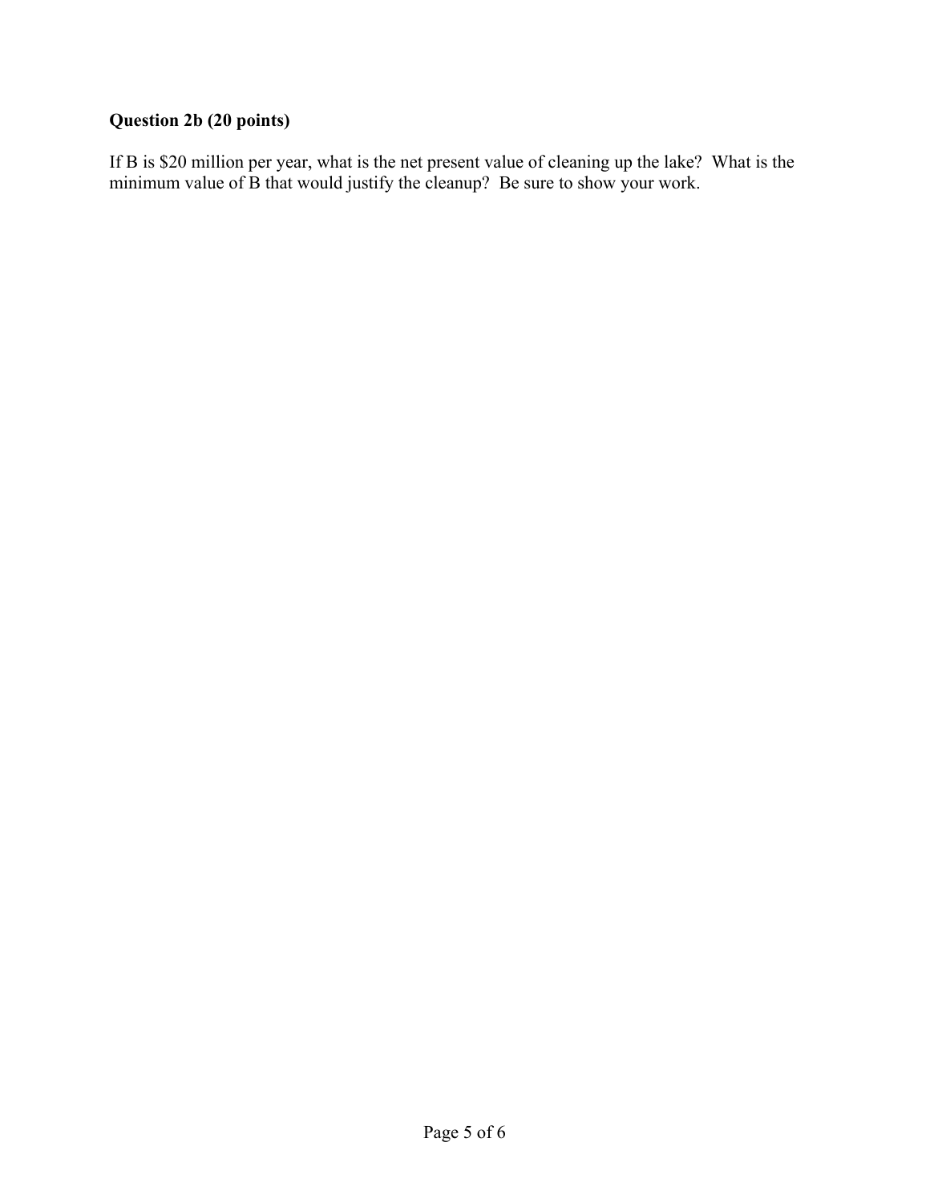**Question 2b (20 points)**

If B is $20 million per year, what is the net present value of cleaning up the lake? What is the minimum value of B that would justify the cleanup? Be sure to show your work.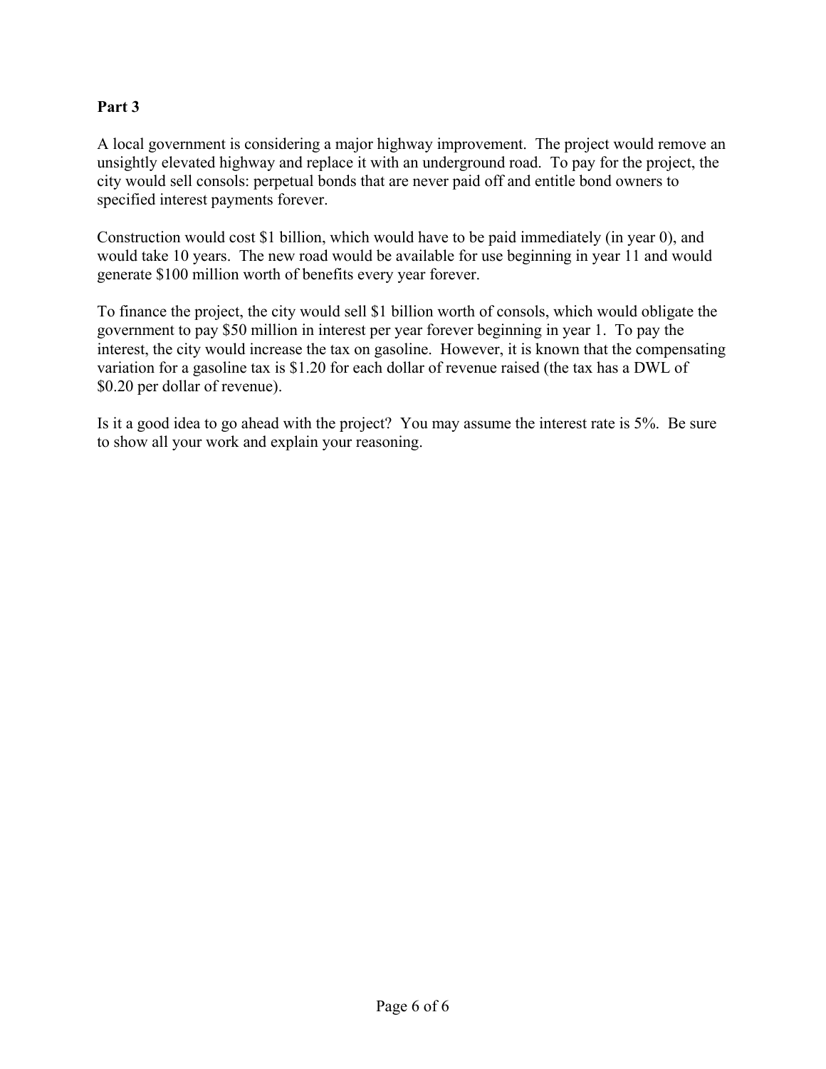**Part 3**

A local government is considering a major highway improvement. The project would remove an unsightly elevated highway and replace it with an underground road. To pay for the project, the city would sell consols: perpetual bonds that are never paid off and entitle bond owners to specified interest payments forever.

Construction would cost $1 billion, which would have to be paid immediately (in year 0), and would take 10 years. The new road would be available for use beginning in year 11 and would generate $100 million worth of benefits every year forever.

To finance the project, the city would sell $1 billion worth of consols, which would obligate the government to pay $50 million in interest per year forever beginning in year 1. To pay the interest, the city would increase the tax on gasoline. However, it is known that the compensating variation for a gasoline tax is $1.20 for each dollar of revenue raised (the tax has a DWL of $0.20 per dollar of revenue).

Is it a good idea to go ahead with the project? You may assume the interest rate is 5%. Be sure to show all your work and explain your reasoning.